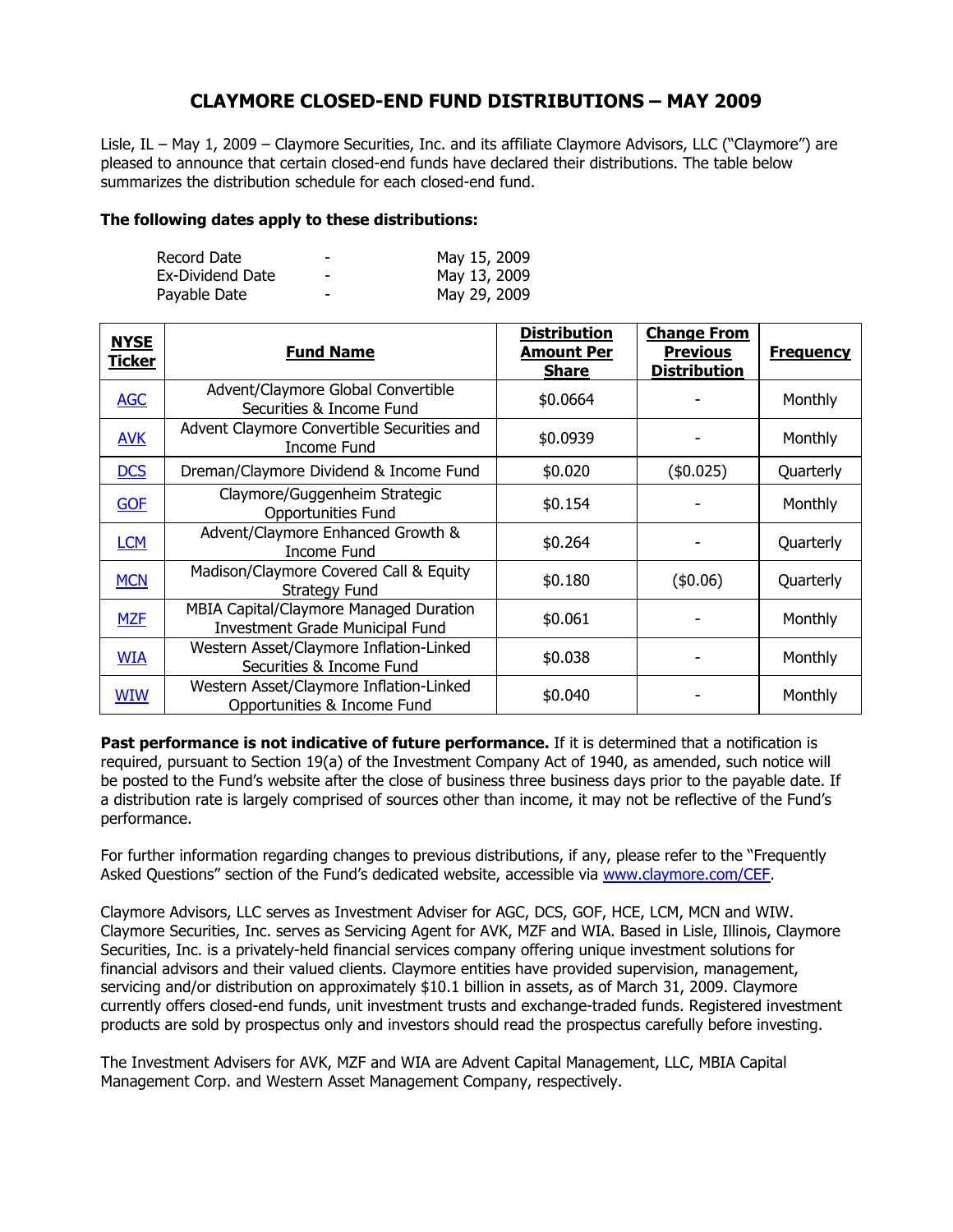# CLAYMORE CLOSED-END FUND DISTRIBUTIONS – MAY 2009

Lisle, IL – May 1, 2009 – Claymore Securities, Inc. and its affiliate Claymore Advisors, LLC ("Claymore") are pleased to announce that certain closed-end funds have declared their distributions. The table below summarizes the distribution schedule for each closed-end fund.

**The following dates apply to these distributions:**

| | | |
|---|---|---|
| Record Date | - | May 15, 2009 |
| Ex-Dividend Date | - | May 13, 2009 |
| Payable Date | - | May 29, 2009 |

| NYSE Ticker | Fund Name | Distribution Amount Per Share | Change From Previous Distribution | Frequency |
|---|---|---|---|---|
| AGC | Advent/Claymore Global Convertible Securities & Income Fund | $0.0664 | - | Monthly |
| AVK | Advent Claymore Convertible Securities and Income Fund | $0.0939 | - | Monthly |
| DCS | Dreman/Claymore Dividend & Income Fund | $0.020 | ($0.025) | Quarterly |
| GOF | Claymore/Guggenheim Strategic Opportunities Fund | $0.154 | - | Monthly |
| LCM | Advent/Claymore Enhanced Growth & Income Fund | $0.264 | - | Quarterly |
| MCN | Madison/Claymore Covered Call & Equity Strategy Fund | $0.180 | ($0.06) | Quarterly |
| MZF | MBIA Capital/Claymore Managed Duration Investment Grade Municipal Fund | $0.061 | - | Monthly |
| WIA | Western Asset/Claymore Inflation-Linked Securities & Income Fund | $0.038 | - | Monthly |
| WIW | Western Asset/Claymore Inflation-Linked Opportunities & Income Fund | $0.040 | - | Monthly |

**Past performance is not indicative of future performance.** If it is determined that a notification is required, pursuant to Section 19(a) of the Investment Company Act of 1940, as amended, such notice will be posted to the Fund's website after the close of business three business days prior to the payable date. If a distribution rate is largely comprised of sources other than income, it may not be reflective of the Fund's performance.

For further information regarding changes to previous distributions, if any, please refer to the "Frequently Asked Questions" section of the Fund's dedicated website, accessible via www.claymore.com/CEF.

Claymore Advisors, LLC serves as Investment Adviser for AGC, DCS, GOF, HCE, LCM, MCN and WIW. Claymore Securities, Inc. serves as Servicing Agent for AVK, MZF and WIA. Based in Lisle, Illinois, Claymore Securities, Inc. is a privately-held financial services company offering unique investment solutions for financial advisors and their valued clients. Claymore entities have provided supervision, management, servicing and/or distribution on approximately $10.1 billion in assets, as of March 31, 2009. Claymore currently offers closed-end funds, unit investment trusts and exchange-traded funds. Registered investment products are sold by prospectus only and investors should read the prospectus carefully before investing.

The Investment Advisers for AVK, MZF and WIA are Advent Capital Management, LLC, MBIA Capital Management Corp. and Western Asset Management Company, respectively.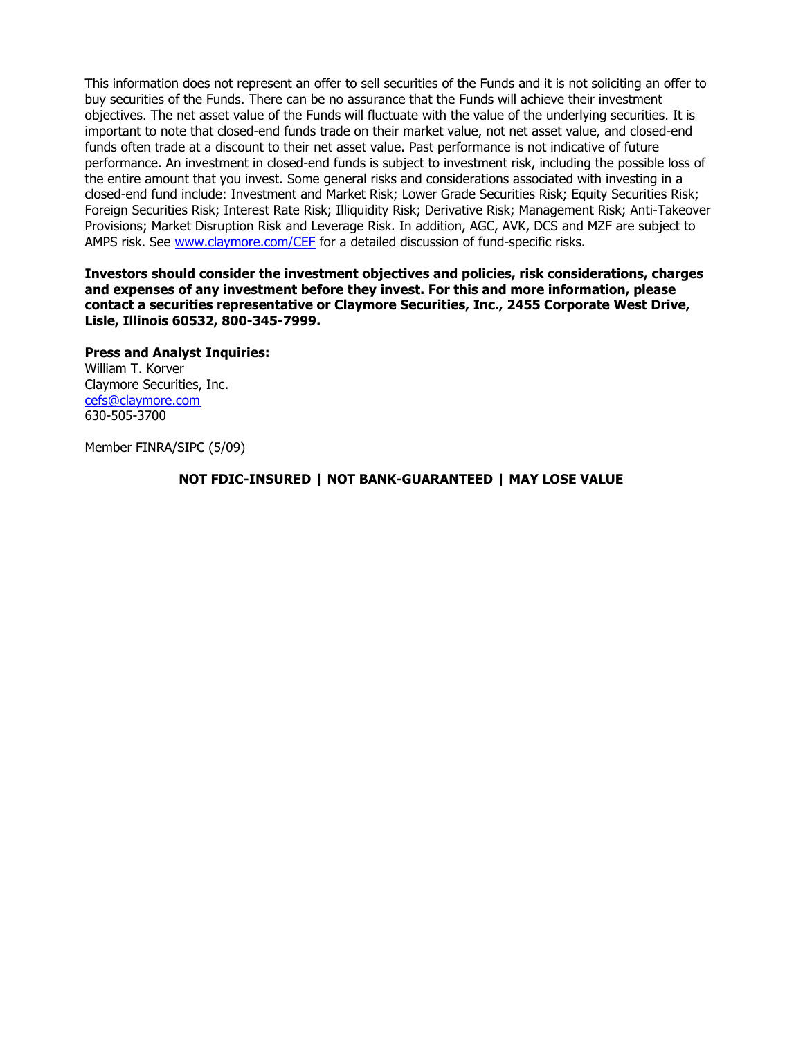This information does not represent an offer to sell securities of the Funds and it is not soliciting an offer to buy securities of the Funds. There can be no assurance that the Funds will achieve their investment objectives. The net asset value of the Funds will fluctuate with the value of the underlying securities. It is important to note that closed-end funds trade on their market value, not net asset value, and closed-end funds often trade at a discount to their net asset value. Past performance is not indicative of future performance. An investment in closed-end funds is subject to investment risk, including the possible loss of the entire amount that you invest. Some general risks and considerations associated with investing in a closed-end fund include: Investment and Market Risk; Lower Grade Securities Risk; Equity Securities Risk; Foreign Securities Risk; Interest Rate Risk; Illiquidity Risk; Derivative Risk; Management Risk; Anti-Takeover Provisions; Market Disruption Risk and Leverage Risk. In addition, AGC, AVK, DCS and MZF are subject to AMPS risk. See www.claymore.com/CEF for a detailed discussion of fund-specific risks.

**Investors should consider the investment objectives and policies, risk considerations, charges and expenses of any investment before they invest. For this and more information, please contact a securities representative or Claymore Securities, Inc., 2455 Corporate West Drive, Lisle, Illinois 60532, 800-345-7999.**

**Press and Analyst Inquiries:**
William T. Korver
Claymore Securities, Inc.
cefs@claymore.com
630-505-3700

Member FINRA/SIPC (5/09)

**NOT FDIC-INSURED | NOT BANK-GUARANTEED | MAY LOSE VALUE**